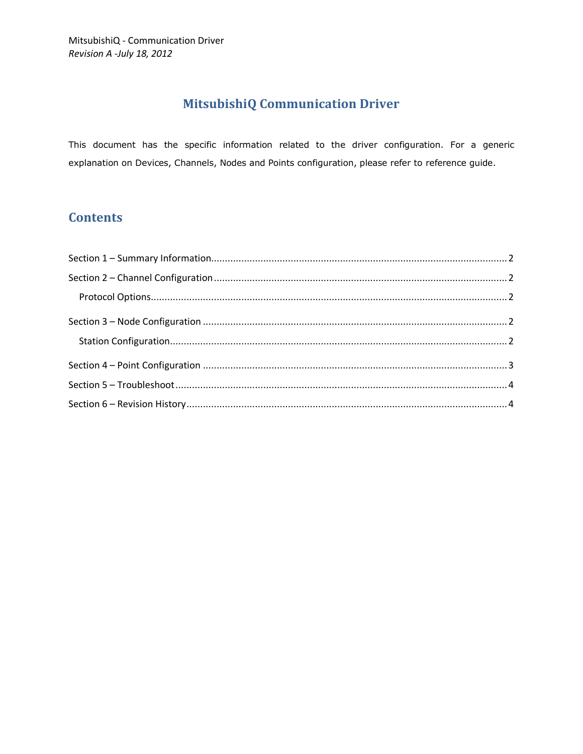# MitsubishiQ Communication Driver

This document has the specific information related to the driver configuration. For a generic explanation on Devices, Channels, Nodes and Points configuration, please refer to reference guide.

## Contents

Section 1 – Summary Information........................................................ 2

Section 2 – Channel Configuration........................................................ 2

  Protocol Options........................................................ 2

Section 3 – Node Configuration........................................................ 2

  Station Configuration........................................................ 2

Section 4 – Point Configuration........................................................ 3

Section 5 – Troubleshoot........................................................ 4

Section 6 – Revision History........................................................ 4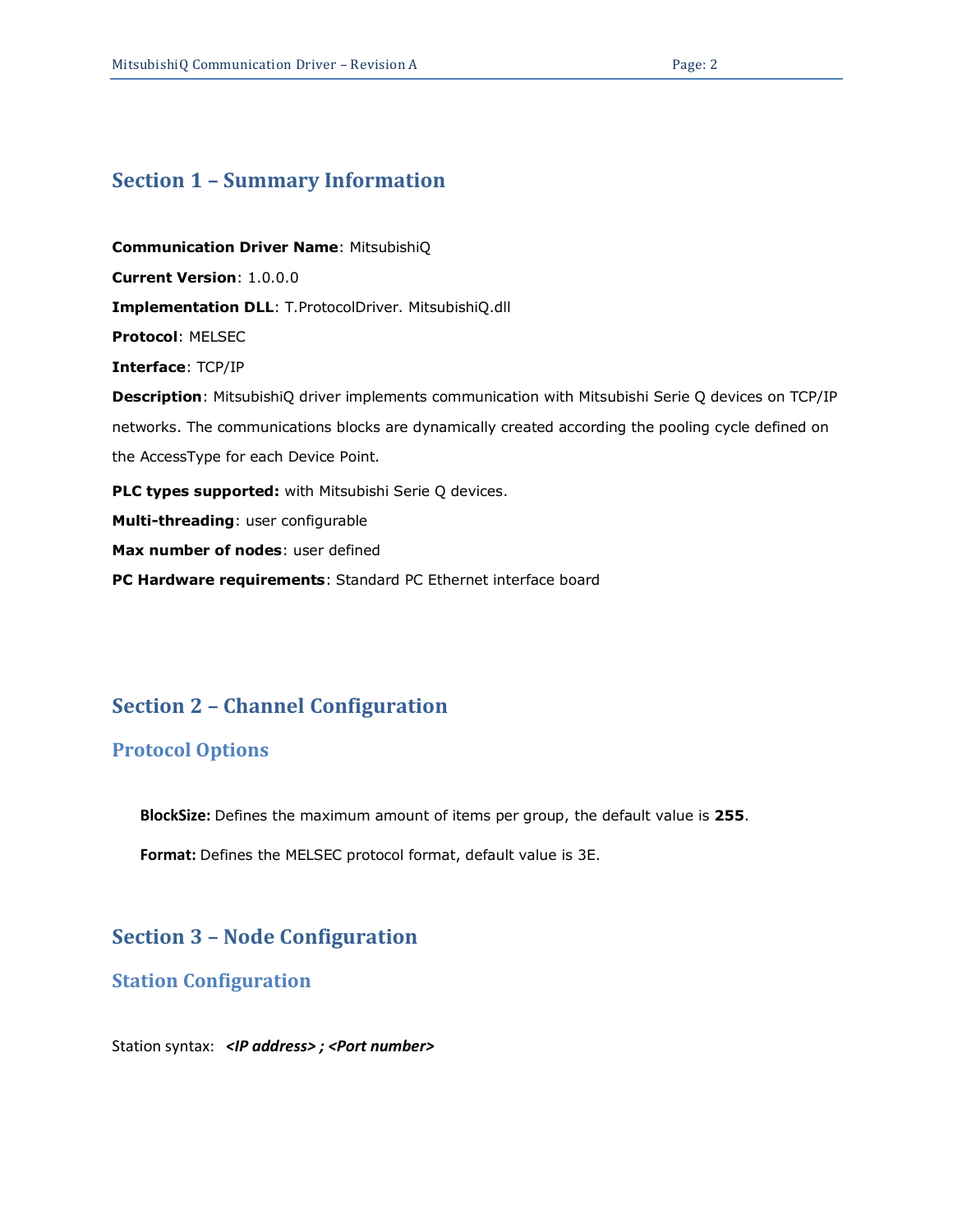# Section 1 – Summary Information

**Communication Driver Name**: MitsubishiQ

**Current Version**: 1.0.0.0

**Implementation DLL**: T.ProtocolDriver. MitsubishiQ.dll

**Protocol**: MELSEC

**Interface**: TCP/IP

**Description**: MitsubishiQ driver implements communication with Mitsubishi Serie Q devices on TCP/IP networks. The communications blocks are dynamically created according the pooling cycle defined on the AccessType for each Device Point.

**PLC types supported:** with Mitsubishi Serie Q devices.

**Multi-threading**: user configurable

**Max number of nodes**: user defined

**PC Hardware requirements**: Standard PC Ethernet interface board

# Section 2 – Channel Configuration

## Protocol Options

**BlockSize:** Defines the maximum amount of items per group, the default value is **255**.

**Format:** Defines the MELSEC protocol format, default value is 3E.

# Section 3 – Node Configuration

## Station Configuration

Station syntax: ***<IP address> ; <Port number>***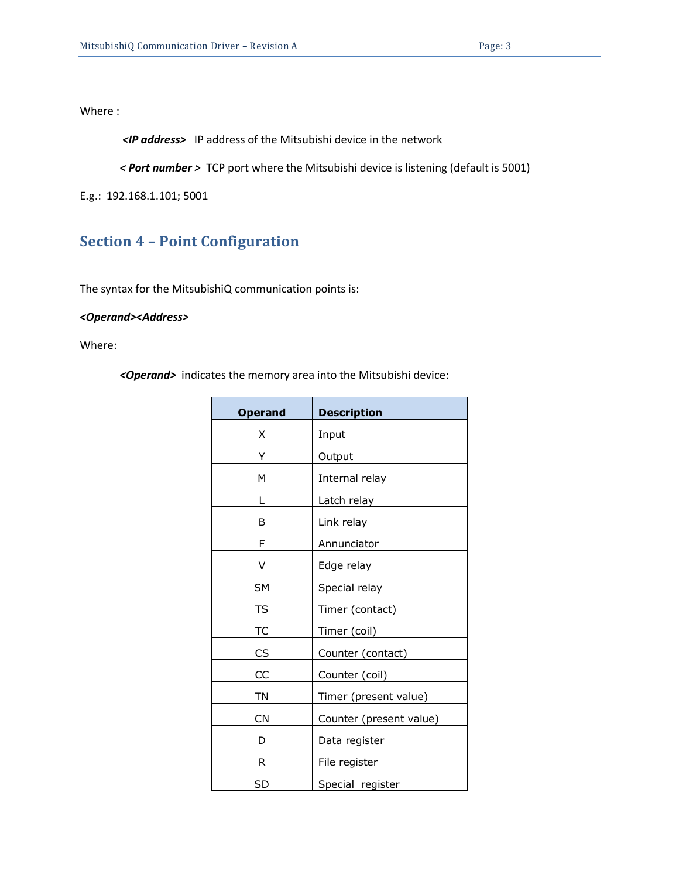Where :

> ***<IP address>*** IP address of the Mitsubishi device in the network
>
> ***< Port number >*** TCP port where the Mitsubishi device is listening (default is 5001)

E.g.: 192.168.1.101; 5001

## Section 4 – Point Configuration

The syntax for the MitsubishiQ communication points is:

***<Operand><Address>***

Where:

> ***<Operand>*** indicates the memory area into the Mitsubishi device:

| Operand | Description |
|---|---|
| X | Input |
| Y | Output |
| M | Internal relay |
| L | Latch relay |
| B | Link relay |
| F | Annunciator |
| V | Edge relay |
| SM | Special relay |
| TS | Timer (contact) |
| TC | Timer (coil) |
| CS | Counter (contact) |
| CC | Counter (coil) |
| TN | Timer (present value) |
| CN | Counter (present value) |
| D | Data register |
| R | File register |
| SD | Special register |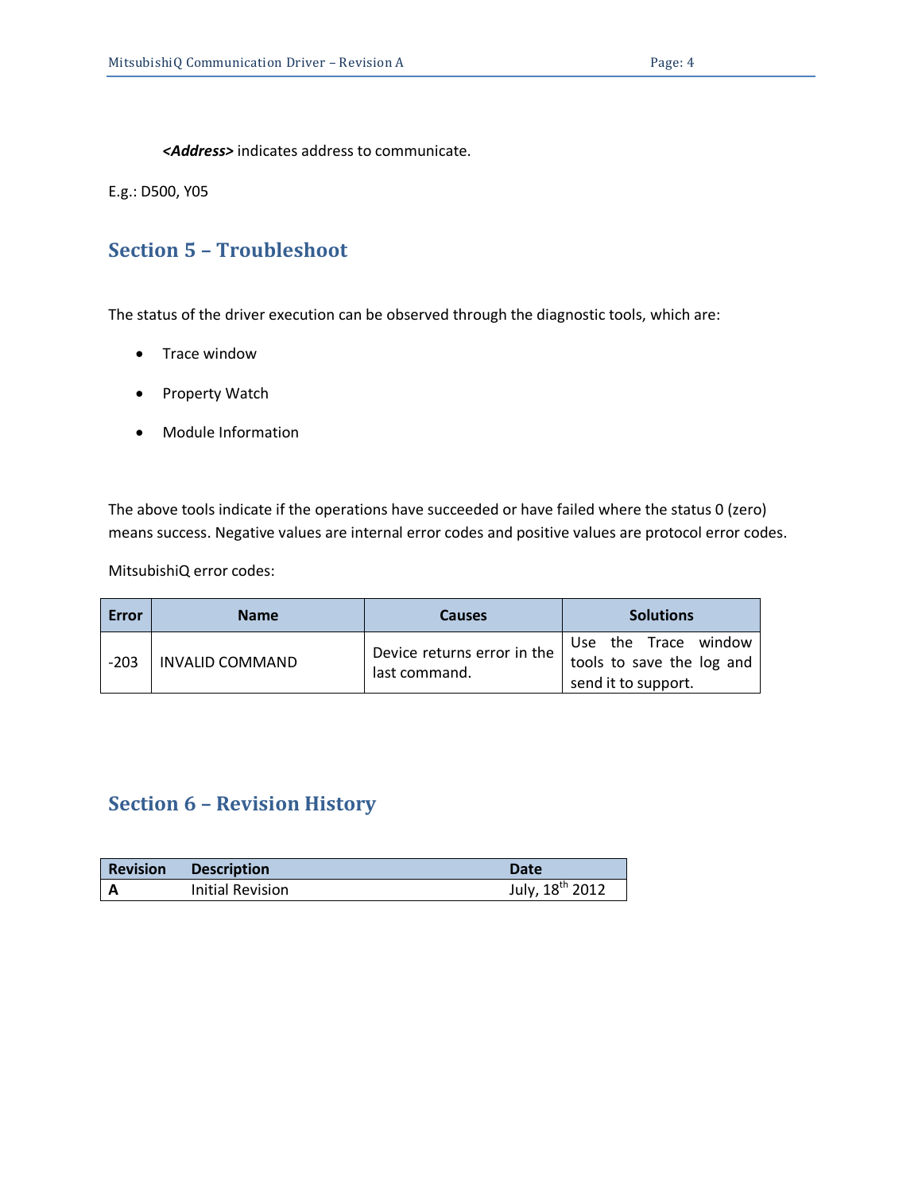***<Address>*** indicates address to communicate.

E.g.: D500, Y05

## Section 5 – Troubleshoot

The status of the driver execution can be observed through the diagnostic tools, which are:

- Trace window
- Property Watch
- Module Information

The above tools indicate if the operations have succeeded or have failed where the status 0 (zero) means success. Negative values are internal error codes and positive values are protocol error codes.

MitsubishiQ error codes:

| Error | Name | Causes | Solutions |
|---|---|---|---|
| -203 | INVALID COMMAND | Device returns error in the last command. | Use the Trace window tools to save the log and send it to support. |

## Section 6 – Revision History

| Revision | Description | Date |
|---|---|---|
| **A** | Initial Revision | July, 18th 2012 |